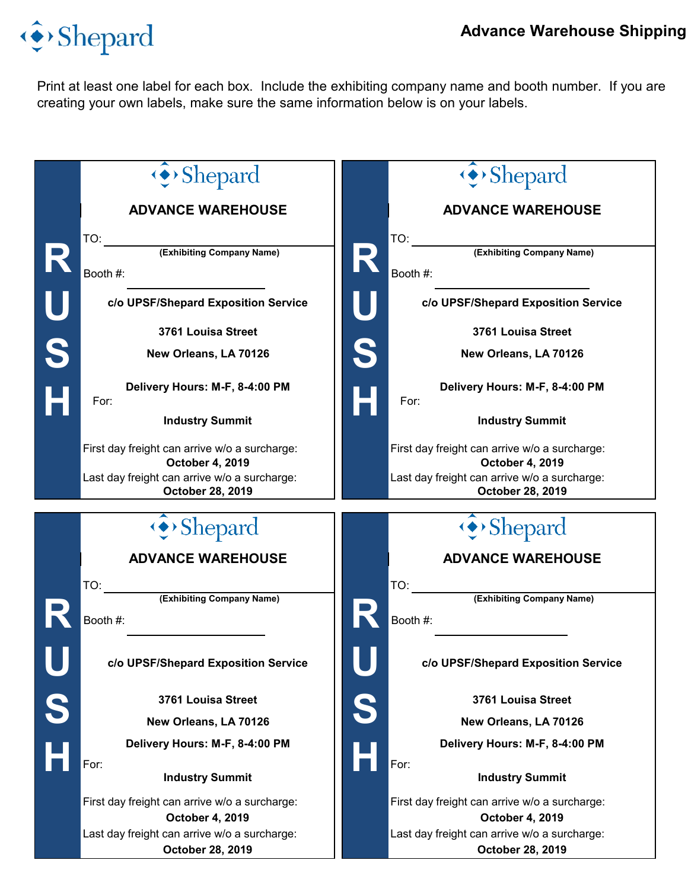Shepard

# Advance Warehouse Shipping

Print at least one label for each box. Include the exhibiting company name and booth number. If you are creating your own labels, make sure the same information below is on your labels.

---

**RUSH**

Shepard

**ADVANCE WAREHOUSE**

TO: ______________________________

**(Exhibiting Company Name)**

Booth #: ____________________

**c/o UPSF/Shepard Exposition Service**

**3761 Louisa Street**

**New Orleans, LA 70126**

**Delivery Hours: M-F, 8-4:00 PM**

For:

**Industry Summit**

First day freight can arrive w/o a surcharge:
**October 4, 2019**

Last day freight can arrive w/o a surcharge:
**October 28, 2019**

---

**RUSH**

Shepard

**ADVANCE WAREHOUSE**

TO: ______________________________

**(Exhibiting Company Name)**

Booth #: ____________________

**c/o UPSF/Shepard Exposition Service**

**3761 Louisa Street**

**New Orleans, LA 70126**

**Delivery Hours: M-F, 8-4:00 PM**

For:

**Industry Summit**

First day freight can arrive w/o a surcharge:
**October 4, 2019**

Last day freight can arrive w/o a surcharge:
**October 28, 2019**

---

**RUSH**

Shepard

**ADVANCE WAREHOUSE**

TO: ______________________________

**(Exhibiting Company Name)**

Booth #: ____________________

**c/o UPSF/Shepard Exposition Service**

**3761 Louisa Street**

**New Orleans, LA 70126**

**Delivery Hours: M-F, 8-4:00 PM**

For:

**Industry Summit**

First day freight can arrive w/o a surcharge:
**October 4, 2019**

Last day freight can arrive w/o a surcharge:
**October 28, 2019**

---

**RUSH**

Shepard

**ADVANCE WAREHOUSE**

TO: ______________________________

**(Exhibiting Company Name)**

Booth #: ____________________

**c/o UPSF/Shepard Exposition Service**

**3761 Louisa Street**

**New Orleans, LA 70126**

**Delivery Hours: M-F, 8-4:00 PM**

For:

**Industry Summit**

First day freight can arrive w/o a surcharge:
**October 4, 2019**

Last day freight can arrive w/o a surcharge:
**October 28, 2019**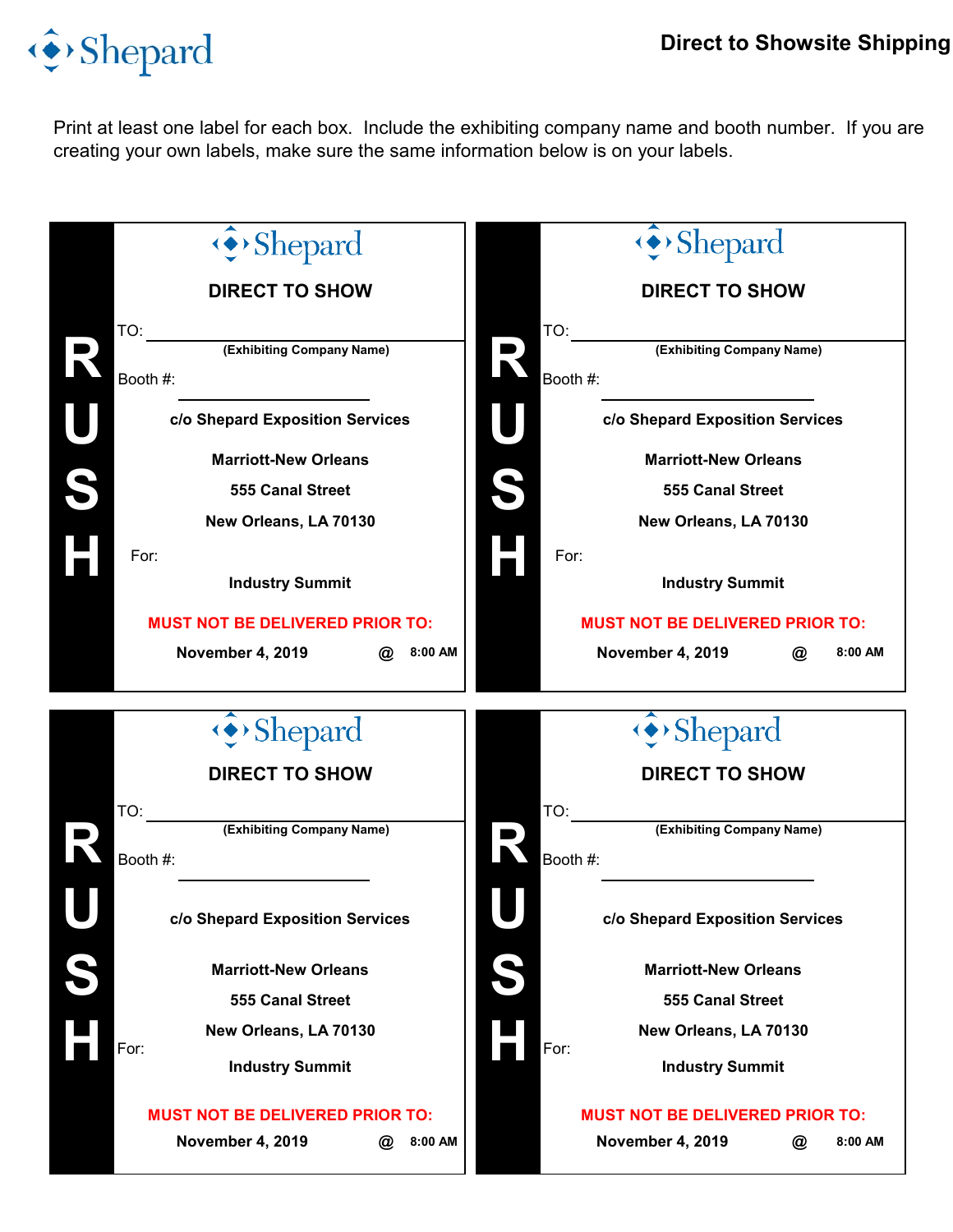Shepard

# Direct to Showsite Shipping

Print at least one label for each box. Include the exhibiting company name and booth number. If you are creating your own labels, make sure the same information below is on your labels.

---

**RUSH**

Shepard

**DIRECT TO SHOW**

TO: ______________________________

**(Exhibiting Company Name)**

Booth #: ______________________

**c/o Shepard Exposition Services**

**Marriott-New Orleans**

**555 Canal Street**

**New Orleans, LA 70130**

For:

**Industry Summit**

**MUST NOT BE DELIVERED PRIOR TO:**

**November 4, 2019 @ 8:00 AM**

---

**RUSH**

Shepard

**DIRECT TO SHOW**

TO: ______________________________

**(Exhibiting Company Name)**

Booth #: ______________________

**c/o Shepard Exposition Services**

**Marriott-New Orleans**

**555 Canal Street**

**New Orleans, LA 70130**

For:

**Industry Summit**

**MUST NOT BE DELIVERED PRIOR TO:**

**November 4, 2019 @ 8:00 AM**

---

**RUSH**

Shepard

**DIRECT TO SHOW**

TO: ______________________________

**(Exhibiting Company Name)**

Booth #: ______________________

**c/o Shepard Exposition Services**

**Marriott-New Orleans**

**555 Canal Street**

**New Orleans, LA 70130**

For:

**Industry Summit**

**MUST NOT BE DELIVERED PRIOR TO:**

**November 4, 2019 @ 8:00 AM**

---

**RUSH**

Shepard

**DIRECT TO SHOW**

TO: ______________________________

**(Exhibiting Company Name)**

Booth #: ______________________

**c/o Shepard Exposition Services**

**Marriott-New Orleans**

**555 Canal Street**

**New Orleans, LA 70130**

For:

**Industry Summit**

**MUST NOT BE DELIVERED PRIOR TO:**

**November 4, 2019 @ 8:00 AM**